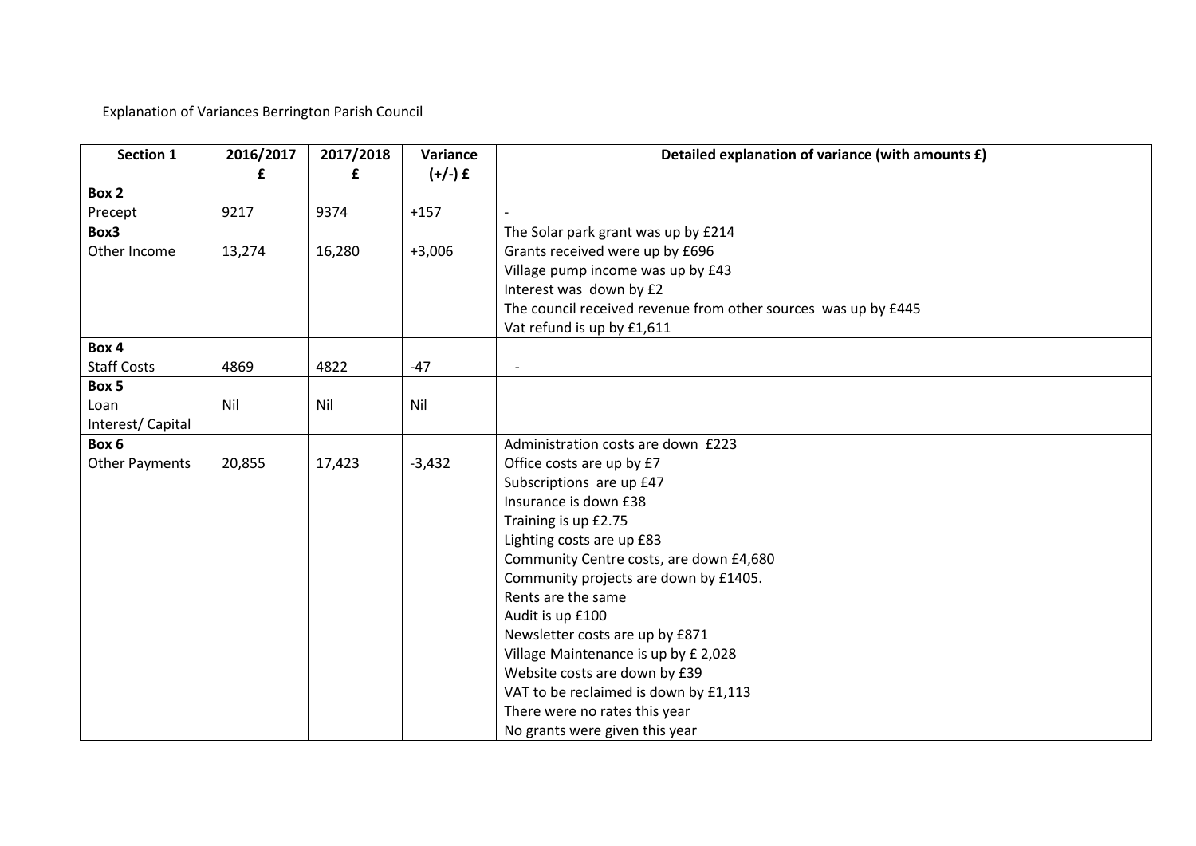Explanation of Variances Berrington Parish Council

| Section 1 | 2016/2017 £ | 2017/2018 £ | Variance (+/-) £ | Detailed explanation of variance (with amounts £) |
|---|---|---|---|---|
| **Box 2**<br>Precept | 9217 | 9374 | +157 | - |
| **Box3**<br>Other Income | 13,274 | 16,280 | +3,006 | The Solar park grant was up by £214<br>Grants received were up by £696<br>Village pump income was up by £43<br>Interest was down by £2<br>The council received revenue from other sources was up by £445<br>Vat refund is up by £1,611 |
| **Box 4**<br>Staff Costs | 4869 | 4822 | -47 | - |
| **Box 5**<br>Loan Interest/ Capital | Nil | Nil | Nil | |
| **Box 6**<br>Other Payments | 20,855 | 17,423 | -3,432 | Administration costs are down £223<br>Office costs are up by £7<br>Subscriptions are up £47<br>Insurance is down £38<br>Training is up £2.75<br>Lighting costs are up £83<br>Community Centre costs, are down £4,680<br>Community projects are down by £1405.<br>Rents are the same<br>Audit is up £100<br>Newsletter costs are up by £871<br>Village Maintenance is up by £ 2,028<br>Website costs are down by £39<br>VAT to be reclaimed is down by £1,113<br>There were no rates this year<br>No grants were given this year |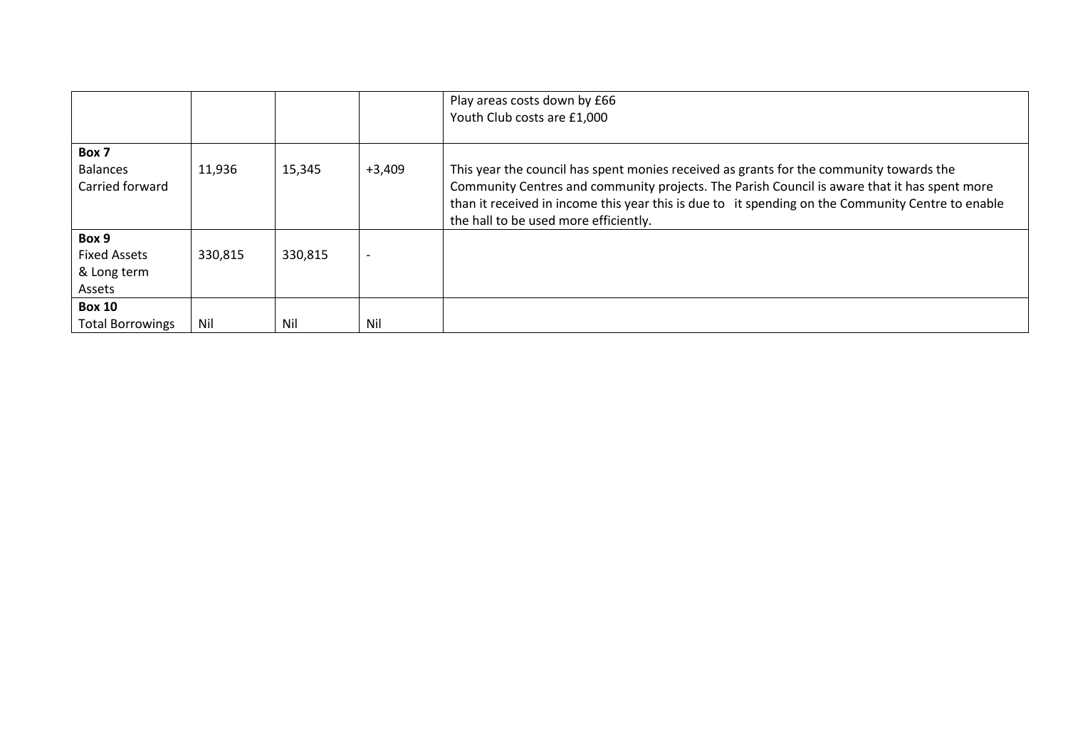| | | | | |
|---|---|---|---|---|
| | | | | Play areas costs down by £66<br>Youth Club costs are £1,000 |
| **Box 7**<br>Balances<br>Carried forward | 11,936 | 15,345 | +3,409 | This year the council has spent monies received as grants for the community towards the Community Centres and community projects. The Parish Council is aware that it has spent more than it received in income this year this is due to it spending on the Community Centre to enable the hall to be used more efficiently. |
| **Box 9**<br>Fixed Assets<br>& Long term<br>Assets | 330,815 | 330,815 | - | |
| **Box 10**<br>Total Borrowings | Nil | Nil | Nil | |